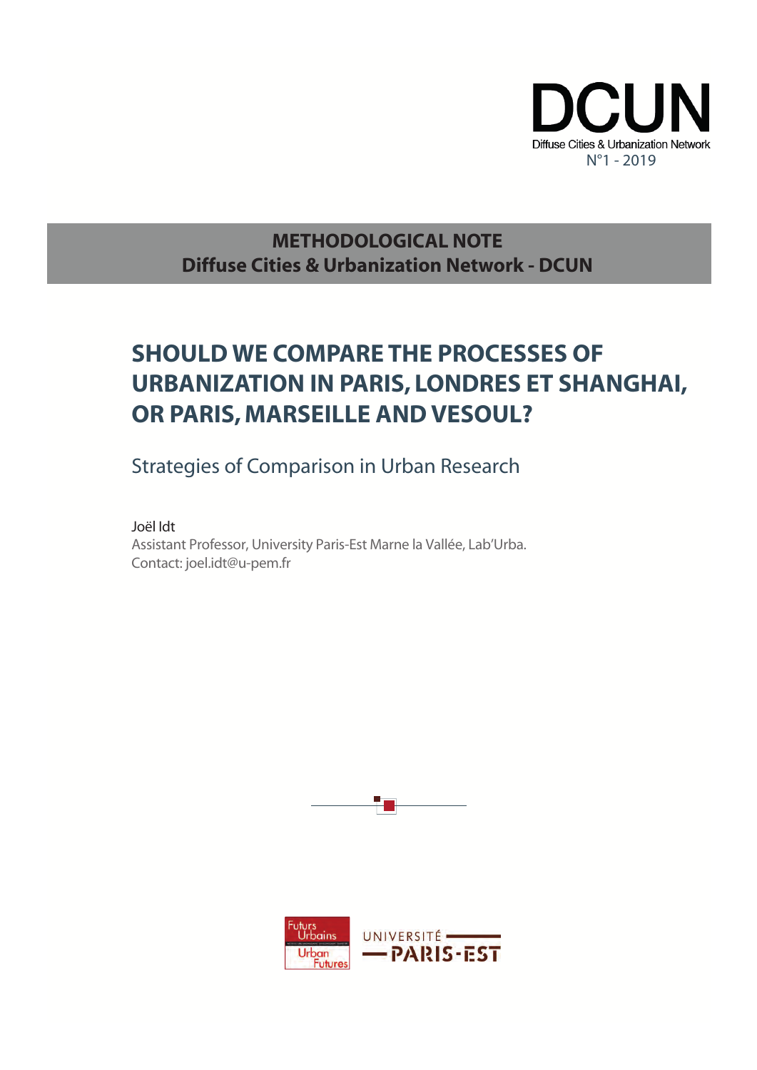DCUN

Diffuse Cities & Urbanization Network

N°1 - 2019

**METHODOLOGICAL NOTE**
**Diffuse Cities & Urbanization Network - DCUN**

# SHOULD WE COMPARE THE PROCESSES OF URBANIZATION IN PARIS, LONDRES ET SHANGHAI, OR PARIS, MARSEILLE AND VESOUL?

## Strategies of Comparison in Urban Research

Joël Idt

Assistant Professor, University Paris-Est Marne la Vallée, Lab'Urba.

Contact: joel.idt@u-pem.fr

Futurs Urbains | Urban Futures

UNIVERSITÉ PARIS-EST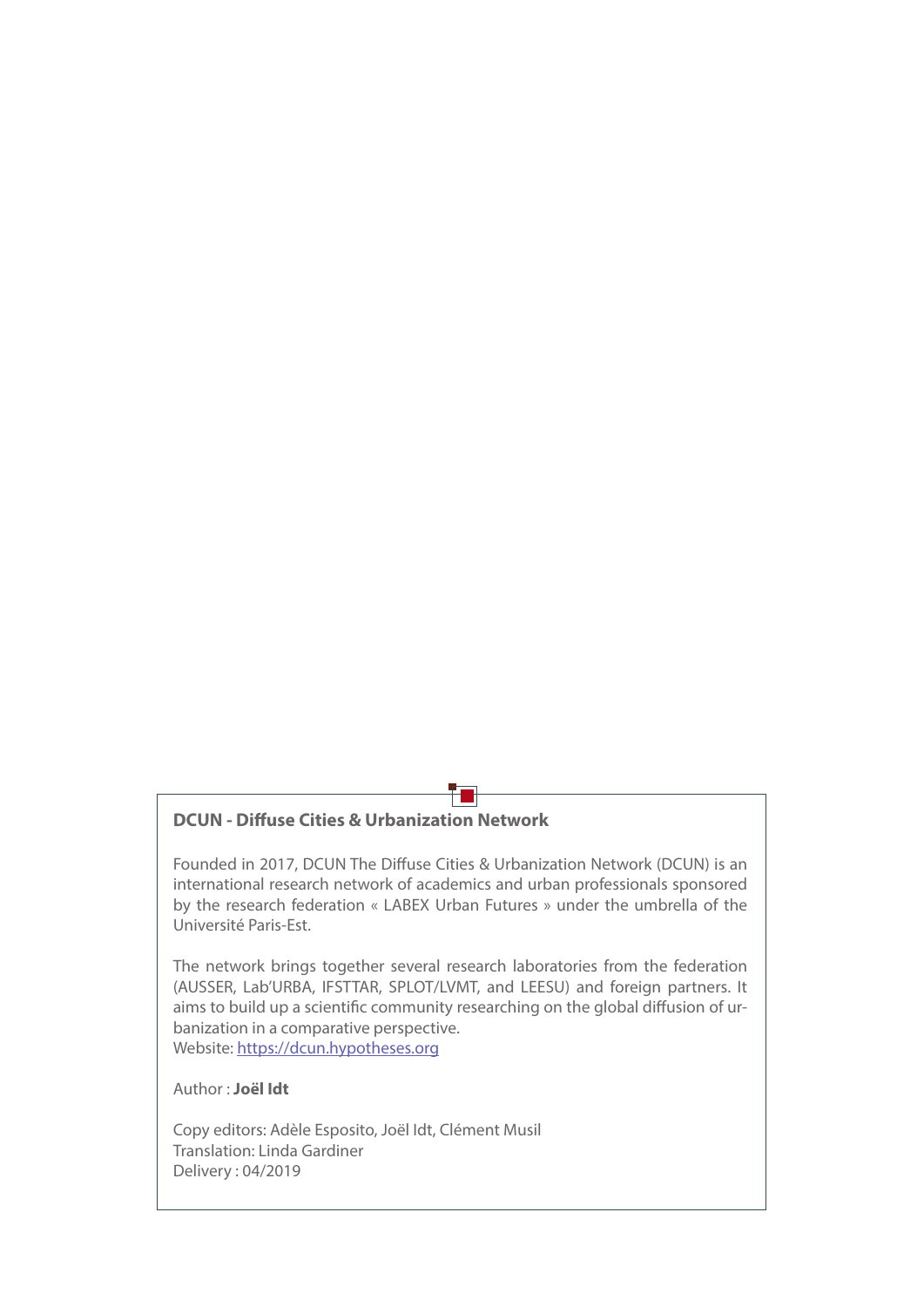**DCUN - Diffuse Cities & Urbanization Network**

Founded in 2017, DCUN The Diffuse Cities & Urbanization Network (DCUN) is an international research network of academics and urban professionals sponsored by the research federation « LABEX Urban Futures » under the umbrella of the Université Paris-Est.

The network brings together several research laboratories from the federation (AUSSER, Lab'URBA, IFSTTAR, SPLOT/LVMT, and LEESU) and foreign partners. It aims to build up a scientific community researching on the global diffusion of urbanization in a comparative perspective.
Website: [https://dcun.hypotheses.org](https://dcun.hypotheses.org)

Author : **Joël Idt**

Copy editors: Adèle Esposito, Joël Idt, Clément Musil
Translation: Linda Gardiner
Delivery : 04/2019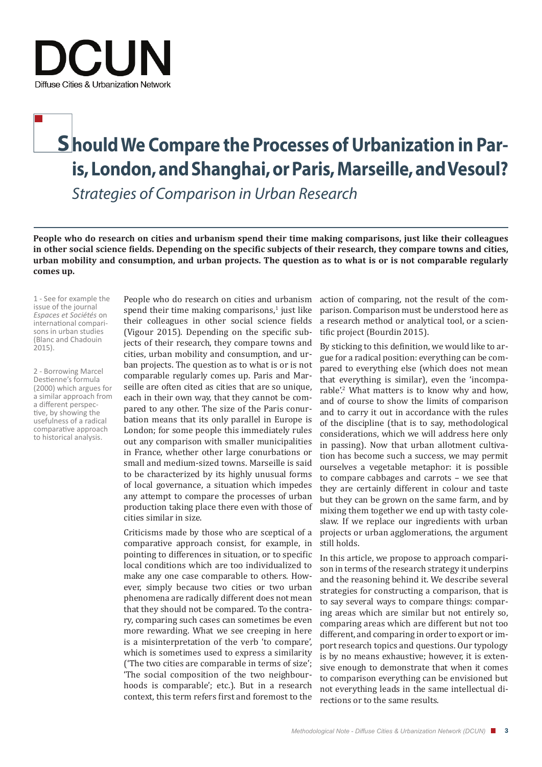# Should We Compare the Processes of Urbanization in Paris, London, and Shanghai, or Paris, Marseille, and Vesoul?

*Strategies of Comparison in Urban Research*

**People who do research on cities and urbanism spend their time making comparisons, just like their colleagues in other social science fields. Depending on the specific subjects of their research, they compare towns and cities, urban mobility and consumption, and urban projects. The question as to what is or is not comparable regularly comes up.**

People who do research on cities and urbanism spend their time making comparisons,[1] just like their colleagues in other social science fields (Vigour 2015). Depending on the specific subjects of their research, they compare towns and cities, urban mobility and consumption, and urban projects. The question as to what is or is not comparable regularly comes up. Paris and Marseille are often cited as cities that are so unique, each in their own way, that they cannot be compared to any other. The size of the Paris conurbation means that its only parallel in Europe is London; for some people this immediately rules out any comparison with smaller municipalities in France, whether other large conurbations or small and medium-sized towns. Marseille is said to be characterized by its highly unusual forms of local governance, a situation which impedes any attempt to compare the processes of urban production taking place there even with those of cities similar in size.

Criticisms made by those who are sceptical of a comparative approach consist, for example, in pointing to differences in situation, or to specific local conditions which are too individualized to make any one case comparable to others. However, simply because two cities or two urban phenomena are radically different does not mean that they should not be compared. To the contrary, comparing such cases can sometimes be even more rewarding. What we see creeping in here is a misinterpretation of the verb 'to compare', which is sometimes used to express a similarity ('The two cities are comparable in terms of size'; 'The social composition of the two neighbourhoods is comparable'; etc.). But in a research context, this term refers first and foremost to the action of comparing, not the result of the comparison. Comparison must be understood here as a research method or analytical tool, or a scientific project (Bourdin 2015).

By sticking to this definition, we would like to argue for a radical position: everything can be compared to everything else (which does not mean that everything is similar), even the 'incomparable'.[2] What matters is to know why and how, and of course to show the limits of comparison and to carry it out in accordance with the rules of the discipline (that is to say, methodological considerations, which we will address here only in passing). Now that urban allotment cultivation has become such a success, we may permit ourselves a vegetable metaphor: it is possible to compare cabbages and carrots – we see that they are certainly different in colour and taste but they can be grown on the same farm, and by mixing them together we end up with tasty coleslaw. If we replace our ingredients with urban projects or urban agglomerations, the argument still holds.

In this article, we propose to approach comparison in terms of the research strategy it underpins and the reasoning behind it. We describe several strategies for constructing a comparison, that is to say several ways to compare things: comparing areas which are similar but not entirely so, comparing areas which are different but not too different, and comparing in order to export or import research topics and questions. Our typology is by no means exhaustive; however, it is extensive enough to demonstrate that when it comes to comparison everything can be envisioned but not everything leads in the same intellectual directions or to the same results.

---

1 - See for example the issue of the journal *Espaces et Sociétés* on international comparisons in urban studies (Blanc and Chadouin 2015).

2 - Borrowing Marcel Destienne's formula (2000) which argues for a similar approach from a different perspective, by showing the usefulness of a radical comparative approach to historical analysis.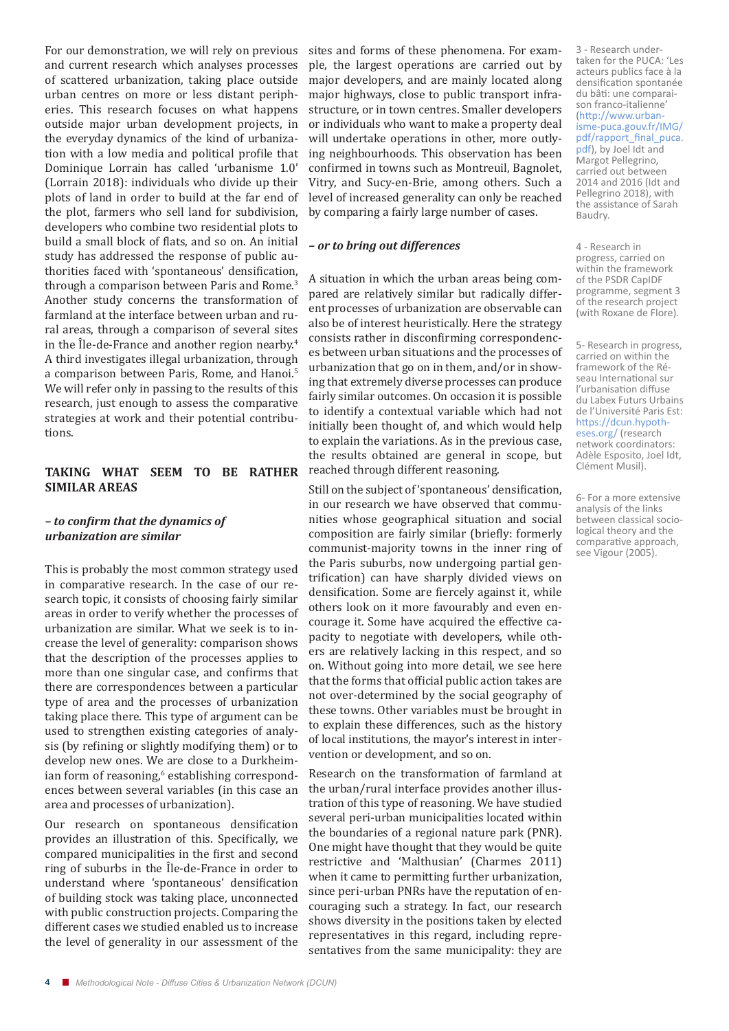For our demonstration, we will rely on previous and current research which analyses processes of scattered urbanization, taking place outside urban centres on more or less distant peripheries. This research focuses on what happens outside major urban development projects, in the everyday dynamics of the kind of urbanization with a low media and political profile that Dominique Lorrain has called 'urbanisme 1.0' (Lorrain 2018): individuals who divide up their plots of land in order to build at the far end of the plot, farmers who sell land for subdivision, developers who combine two residential plots to build a small block of flats, and so on. An initial study has addressed the response of public authorities faced with 'spontaneous' densification, through a comparison between Paris and Rome.[3] Another study concerns the transformation of farmland at the interface between urban and rural areas, through a comparison of several sites in the Île-de-France and another region nearby.[4] A third investigates illegal urbanization, through a comparison between Paris, Rome, and Hanoi.[5] We will refer only in passing to the results of this research, just enough to assess the comparative strategies at work and their potential contributions.

## TAKING WHAT SEEM TO BE RATHER SIMILAR AREAS

### *– to confirm that the dynamics of urbanization are similar*

This is probably the most common strategy used in comparative research. In the case of our research topic, it consists of choosing fairly similar areas in order to verify whether the processes of urbanization are similar. What we seek is to increase the level of generality: comparison shows that the description of the processes applies to more than one singular case, and confirms that there are correspondences between a particular type of area and the processes of urbanization taking place there. This type of argument can be used to strengthen existing categories of analysis (by refining or slightly modifying them) or to develop new ones. We are close to a Durkheimian form of reasoning,[6] establishing correspondences between several variables (in this case an area and processes of urbanization).

Our research on spontaneous densification provides an illustration of this. Specifically, we compared municipalities in the first and second ring of suburbs in the Île-de-France in order to understand where 'spontaneous' densification of building stock was taking place, unconnected with public construction projects. Comparing the different cases we studied enabled us to increase the level of generality in our assessment of the sites and forms of these phenomena. For example, the largest operations are carried out by major developers, and are mainly located along major highways, close to public transport infrastructure, or in town centres. Smaller developers or individuals who want to make a property deal will undertake operations in other, more outlying neighbourhoods. This observation has been confirmed in towns such as Montreuil, Bagnolet, Vitry, and Sucy-en-Brie, among others. Such a level of increased generality can only be reached by comparing a fairly large number of cases.

### *– or to bring out differences*

A situation in which the urban areas being compared are relatively similar but radically different processes of urbanization are observable can also be of interest heuristically. Here the strategy consists rather in disconfirming correspondences between urban situations and the processes of urbanization that go on in them, and/or in showing that extremely diverse processes can produce fairly similar outcomes. On occasion it is possible to identify a contextual variable which had not initially been thought of, and which would help to explain the variations. As in the previous case, the results obtained are general in scope, but reached through different reasoning.

Still on the subject of 'spontaneous' densification, in our research we have observed that communities whose geographical situation and social composition are fairly similar (briefly: formerly communist-majority towns in the inner ring of the Paris suburbs, now undergoing partial gentrification) can have sharply divided views on densification. Some are fiercely against it, while others look on it more favourably and even encourage it. Some have acquired the effective capacity to negotiate with developers, while others are relatively lacking in this respect, and so on. Without going into more detail, we see here that the forms that official public action takes are not over-determined by the social geography of these towns. Other variables must be brought in to explain these differences, such as the history of local institutions, the mayor's interest in intervention or development, and so on.

Research on the transformation of farmland at the urban/rural interface provides another illustration of this type of reasoning. We have studied several peri-urban municipalities located within the boundaries of a regional nature park (PNR). One might have thought that they would be quite restrictive and 'Malthusian' (Charmes 2011) when it came to permitting further urbanization, since peri-urban PNRs have the reputation of encouraging such a strategy. In fact, our research shows diversity in the positions taken by elected representatives in this regard, including representatives from the same municipality: they are

3 - Research undertaken for the PUCA: 'Les acteurs publics face à la densification spontanée du bâti: une comparaison franco-italienne' (http://www.urbanisme-puca.gouv.fr/IMG/pdf/rapport_final_puca.pdf), by Joel Idt and Margot Pellegrino, carried out between 2014 and 2016 (Idt and Pellegrino 2018), with the assistance of Sarah Baudry.

4 - Research in progress, carried on within the framework of the PSDR CapIDF programme, segment 3 of the research project (with Roxane de Flore).

5- Research in progress, carried on within the framework of the Réseau International sur l'urbanisation diffuse du Labex Futurs Urbains de l'Université Paris Est: https://dcun.hypotheses.org/ (research network coordinators: Adèle Esposito, Joel Idt, Clément Musil).

6- For a more extensive analysis of the links between classical sociological theory and the comparative approach, see Vigour (2005).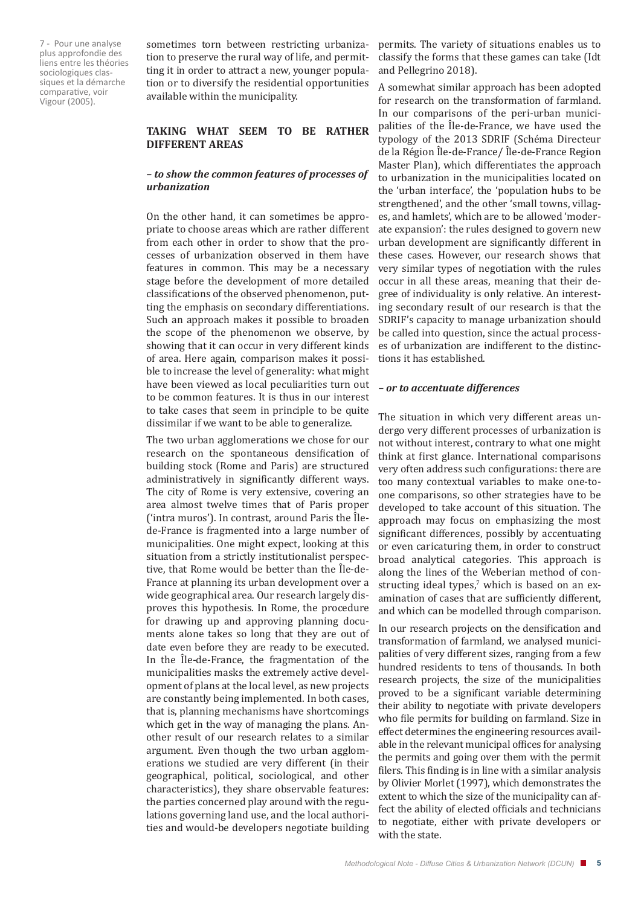sometimes torn between restricting urbanization to preserve the rural way of life, and permitting it in order to attract a new, younger population or to diversify the residential opportunities available within the municipality.

### TAKING WHAT SEEM TO BE RATHER DIFFERENT AREAS

#### *– to show the common features of processes of urbanization*

On the other hand, it can sometimes be appropriate to choose areas which are rather different from each other in order to show that the processes of urbanization observed in them have features in common. This may be a necessary stage before the development of more detailed classifications of the observed phenomenon, putting the emphasis on secondary differentiations. Such an approach makes it possible to broaden the scope of the phenomenon we observe, by showing that it can occur in very different kinds of area. Here again, comparison makes it possible to increase the level of generality: what might have been viewed as local peculiarities turn out to be common features. It is thus in our interest to take cases that seem in principle to be quite dissimilar if we want to be able to generalize.

The two urban agglomerations we chose for our research on the spontaneous densification of building stock (Rome and Paris) are structured administratively in significantly different ways. The city of Rome is very extensive, covering an area almost twelve times that of Paris proper ('intra muros'). In contrast, around Paris the Île-de-France is fragmented into a large number of municipalities. One might expect, looking at this situation from a strictly institutionalist perspective, that Rome would be better than the Île-de-France at planning its urban development over a wide geographical area. Our research largely disproves this hypothesis. In Rome, the procedure for drawing up and approving planning documents alone takes so long that they are out of date even before they are ready to be executed. In the Île-de-France, the fragmentation of the municipalities masks the extremely active development of plans at the local level, as new projects are constantly being implemented. In both cases, that is, planning mechanisms have shortcomings which get in the way of managing the plans. Another result of our research relates to a similar argument. Even though the two urban agglomerations we studied are very different (in their geographical, political, sociological, and other characteristics), they share observable features: the parties concerned play around with the regulations governing land use, and the local authorities and would-be developers negotiate building permits. The variety of situations enables us to classify the forms that these games can take (Idt and Pellegrino 2018).

A somewhat similar approach has been adopted for research on the transformation of farmland. In our comparisons of the peri-urban municipalities of the Île-de-France, we have used the typology of the 2013 SDRIF (Schéma Directeur de la Région Île-de-France/ Île-de-France Region Master Plan), which differentiates the approach to urbanization in the municipalities located on the 'urban interface', the 'population hubs to be strengthened', and the other 'small towns, villages, and hamlets', which are to be allowed 'moderate expansion': the rules designed to govern new urban development are significantly different in these cases. However, our research shows that very similar types of negotiation with the rules occur in all these areas, meaning that their degree of individuality is only relative. An interesting secondary result of our research is that the SDRIF's capacity to manage urbanization should be called into question, since the actual processes of urbanization are indifferent to the distinctions it has established.

#### *– or to accentuate differences*

The situation in which very different areas undergo very different processes of urbanization is not without interest, contrary to what one might think at first glance. International comparisons very often address such configurations: there are too many contextual variables to make one-to-one comparisons, so other strategies have to be developed to take account of this situation. The approach may focus on emphasizing the most significant differences, possibly by accentuating or even caricaturing them, in order to construct broad analytical categories. This approach is along the lines of the Weberian method of constructing ideal types,[7] which is based on an examination of cases that are sufficiently different, and which can be modelled through comparison.

In our research projects on the densification and transformation of farmland, we analysed municipalities of very different sizes, ranging from a few hundred residents to tens of thousands. In both research projects, the size of the municipalities proved to be a significant variable determining their ability to negotiate with private developers who file permits for building on farmland. Size in effect determines the engineering resources available in the relevant municipal offices for analysing the permits and going over them with the permit filers. This finding is in line with a similar analysis by Olivier Morlet (1997), which demonstrates the extent to which the size of the municipality can affect the ability of elected officials and technicians to negotiate, either with private developers or with the state.

7 - Pour une analyse plus approfondie des liens entre les théories sociologiques classiques et la démarche comparative, voir Vigour (2005).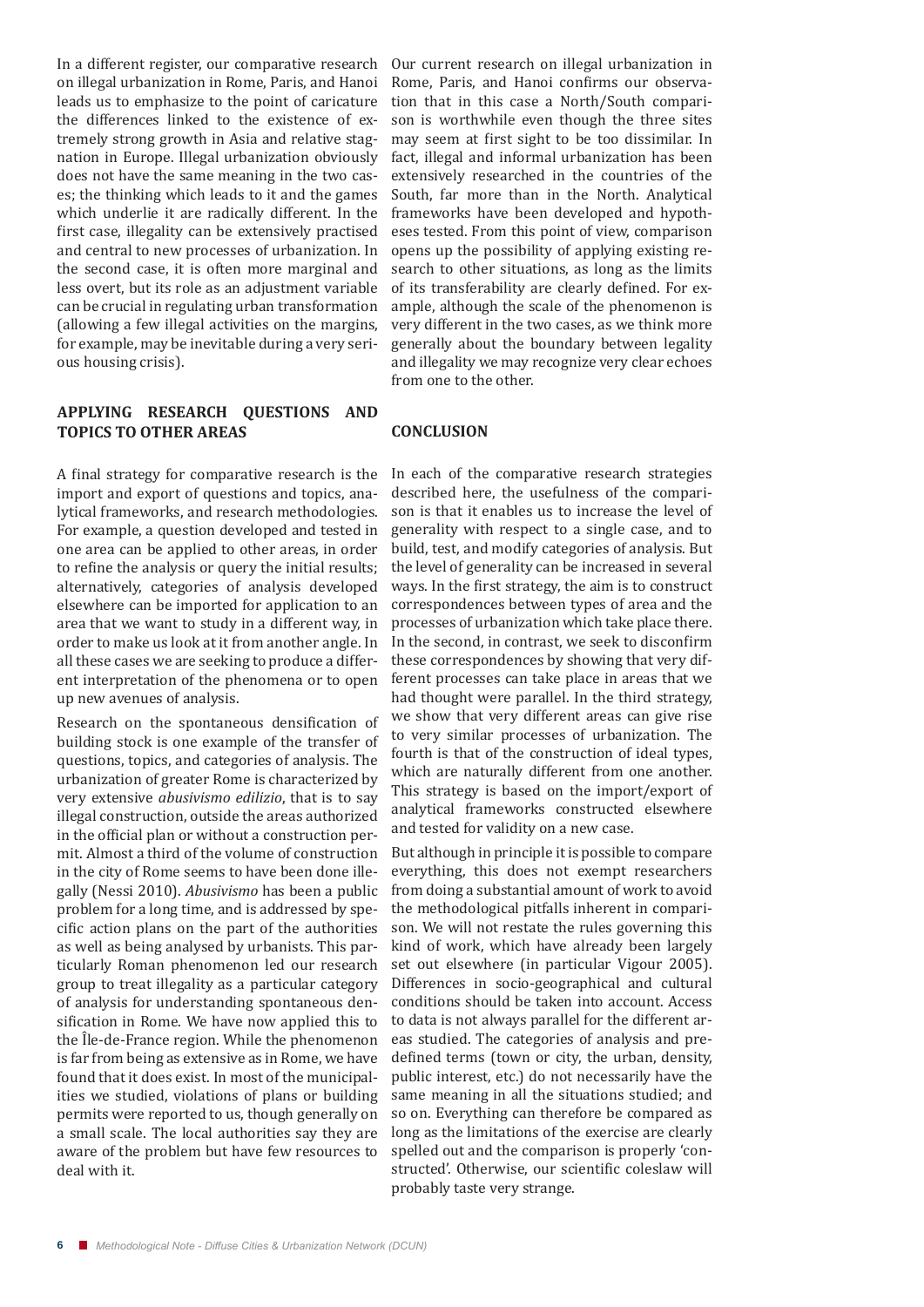In a different register, our comparative research on illegal urbanization in Rome, Paris, and Hanoi leads us to emphasize to the point of caricature the differences linked to the existence of extremely strong growth in Asia and relative stagnation in Europe. Illegal urbanization obviously does not have the same meaning in the two cases; the thinking which leads to it and the games which underlie it are radically different. In the first case, illegality can be extensively practised and central to new processes of urbanization. In the second case, it is often more marginal and less overt, but its role as an adjustment variable can be crucial in regulating urban transformation (allowing a few illegal activities on the margins, for example, may be inevitable during a very serious housing crisis).

## APPLYING RESEARCH QUESTIONS AND TOPICS TO OTHER AREAS

A final strategy for comparative research is the import and export of questions and topics, analytical frameworks, and research methodologies. For example, a question developed and tested in one area can be applied to other areas, in order to refine the analysis or query the initial results; alternatively, categories of analysis developed elsewhere can be imported for application to an area that we want to study in a different way, in order to make us look at it from another angle. In all these cases we are seeking to produce a different interpretation of the phenomena or to open up new avenues of analysis.

Research on the spontaneous densification of building stock is one example of the transfer of questions, topics, and categories of analysis. The urbanization of greater Rome is characterized by very extensive *abusivismo edilizio*, that is to say illegal construction, outside the areas authorized in the official plan or without a construction permit. Almost a third of the volume of construction in the city of Rome seems to have been done illegally (Nessi 2010). *Abusivismo* has been a public problem for a long time, and is addressed by specific action plans on the part of the authorities as well as being analysed by urbanists. This particularly Roman phenomenon led our research group to treat illegality as a particular category of analysis for understanding spontaneous densification in Rome. We have now applied this to the Île-de-France region. While the phenomenon is far from being as extensive as in Rome, we have found that it does exist. In most of the municipalities we studied, violations of plans or building permits were reported to us, though generally on a small scale. The local authorities say they are aware of the problem but have few resources to deal with it.

Our current research on illegal urbanization in Rome, Paris, and Hanoi confirms our observation that in this case a North/South comparison is worthwhile even though the three sites may seem at first sight to be too dissimilar. In fact, illegal and informal urbanization has been extensively researched in the countries of the South, far more than in the North. Analytical frameworks have been developed and hypotheses tested. From this point of view, comparison opens up the possibility of applying existing research to other situations, as long as the limits of its transferability are clearly defined. For example, although the scale of the phenomenon is very different in the two cases, as we think more generally about the boundary between legality and illegality we may recognize very clear echoes from one to the other.

## CONCLUSION

In each of the comparative research strategies described here, the usefulness of the comparison is that it enables us to increase the level of generality with respect to a single case, and to build, test, and modify categories of analysis. But the level of generality can be increased in several ways. In the first strategy, the aim is to construct correspondences between types of area and the processes of urbanization which take place there. In the second, in contrast, we seek to disconfirm these correspondences by showing that very different processes can take place in areas that we had thought were parallel. In the third strategy, we show that very different areas can give rise to very similar processes of urbanization. The fourth is that of the construction of ideal types, which are naturally different from one another. This strategy is based on the import/export of analytical frameworks constructed elsewhere and tested for validity on a new case.

But although in principle it is possible to compare everything, this does not exempt researchers from doing a substantial amount of work to avoid the methodological pitfalls inherent in comparison. We will not restate the rules governing this kind of work, which have already been largely set out elsewhere (in particular Vigour 2005). Differences in socio-geographical and cultural conditions should be taken into account. Access to data is not always parallel for the different areas studied. The categories of analysis and predefined terms (town or city, the urban, density, public interest, etc.) do not necessarily have the same meaning in all the situations studied; and so on. Everything can therefore be compared as long as the limitations of the exercise are clearly spelled out and the comparison is properly 'constructed'. Otherwise, our scientific coleslaw will probably taste very strange.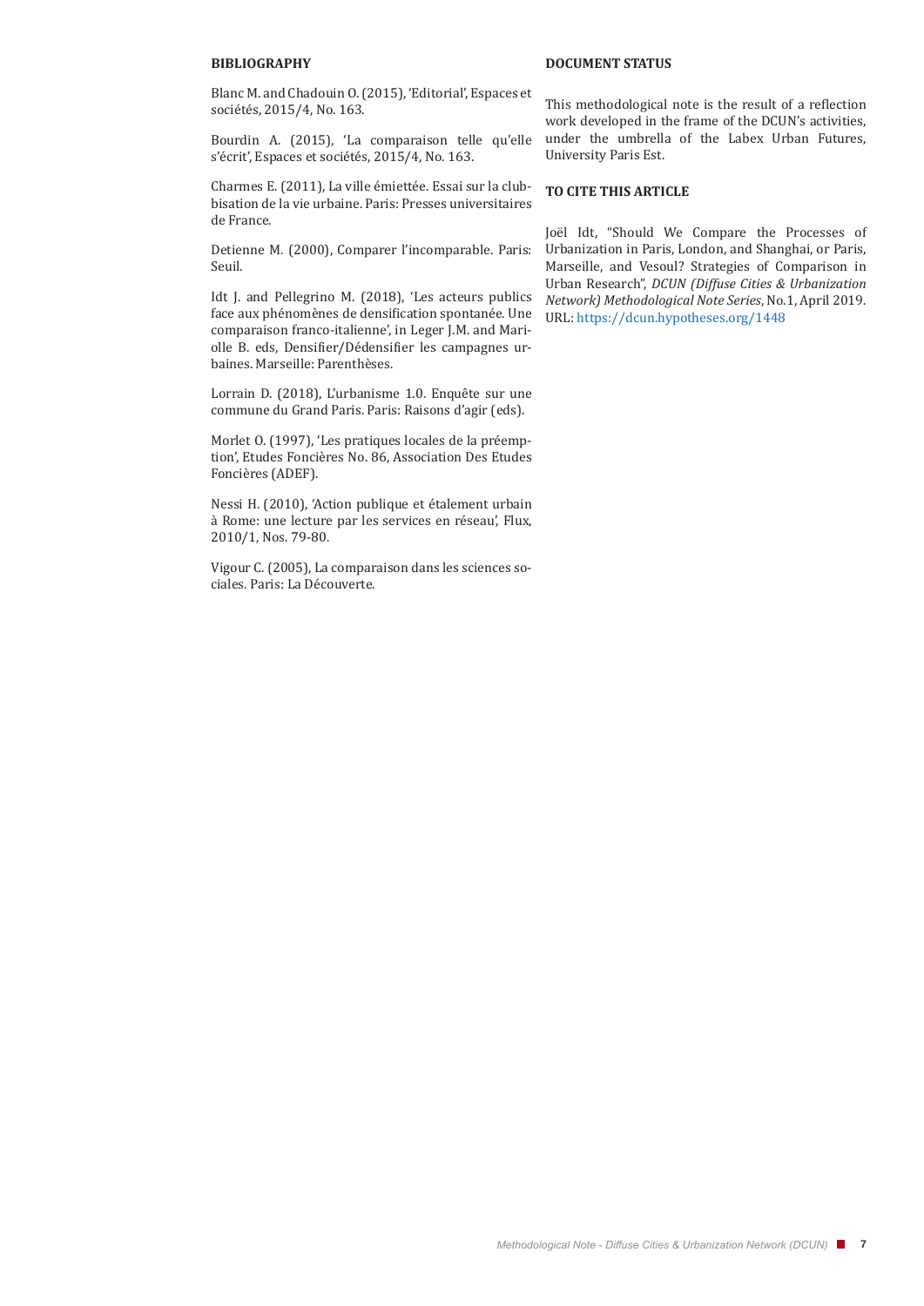## BIBLIOGRAPHY

Blanc M. and Chadouin O. (2015), 'Editorial', Espaces et sociétés, 2015/4, No. 163.

Bourdin A. (2015), 'La comparaison telle qu'elle s'écrit', Espaces et sociétés, 2015/4, No. 163.

Charmes E. (2011), La ville émiettée. Essai sur la clubbisation de la vie urbaine. Paris: Presses universitaires de France.

Detienne M. (2000), Comparer l'incomparable. Paris: Seuil.

Idt J. and Pellegrino M. (2018), 'Les acteurs publics face aux phénomènes de densification spontanée. Une comparaison franco-italienne', in Leger J.M. and Mariolle B. eds, Densifier/Dédensifier les campagnes urbaines. Marseille: Parenthèses.

Lorrain D. (2018), L'urbanisme 1.0. Enquête sur une commune du Grand Paris. Paris: Raisons d'agir (eds).

Morlet O. (1997), 'Les pratiques locales de la préemption', Etudes Foncières No. 86, Association Des Etudes Foncières (ADEF).

Nessi H. (2010), 'Action publique et étalement urbain à Rome: une lecture par les services en réseau', Flux, 2010/1, Nos. 79-80.

Vigour C. (2005), La comparaison dans les sciences sociales. Paris: La Découverte.

## DOCUMENT STATUS

This methodological note is the result of a reflection work developed in the frame of the DCUN's activities, under the umbrella of the Labex Urban Futures, University Paris Est.

## TO CITE THIS ARTICLE

Joël Idt, "Should We Compare the Processes of Urbanization in Paris, London, and Shanghai, or Paris, Marseille, and Vesoul? Strategies of Comparison in Urban Research", *DCUN (Diffuse Cities & Urbanization Network) Methodological Note Series*, No.1, April 2019. URL: https://dcun.hypotheses.org/1448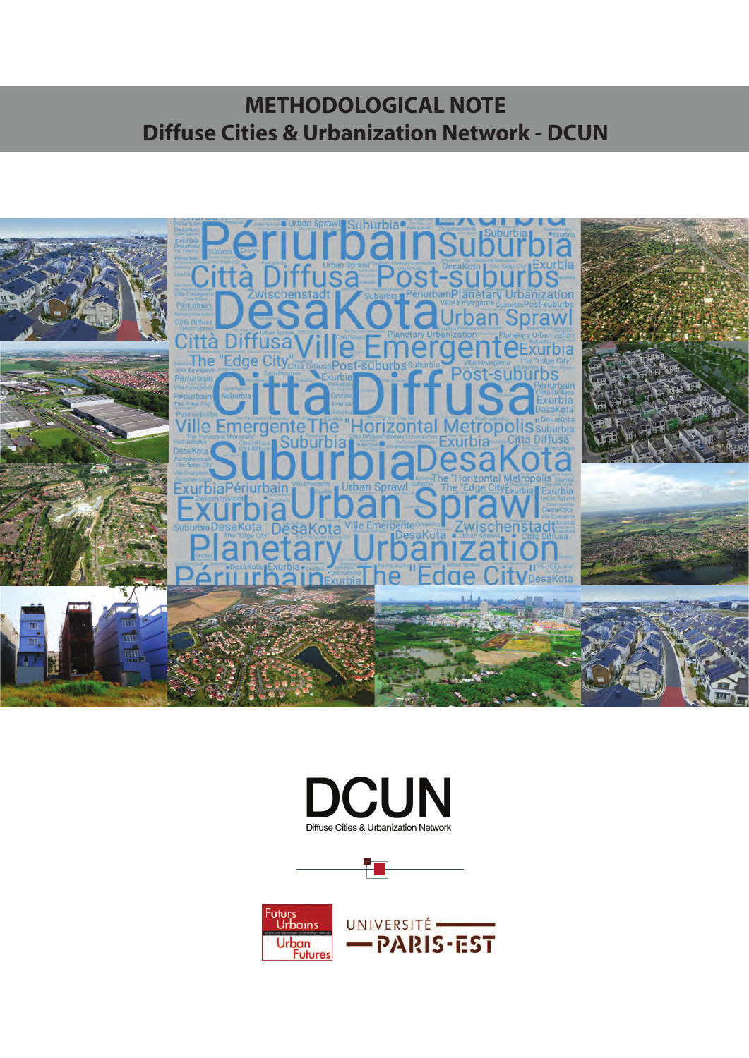# METHODOLOGICAL NOTE
## Diffuse Cities & Urbanization Network - DCUN

DCUN

Diffuse Cities & Urbanization Network

Futurs Urbains

Urban Futures

UNIVERSITÉ PARIS-EST